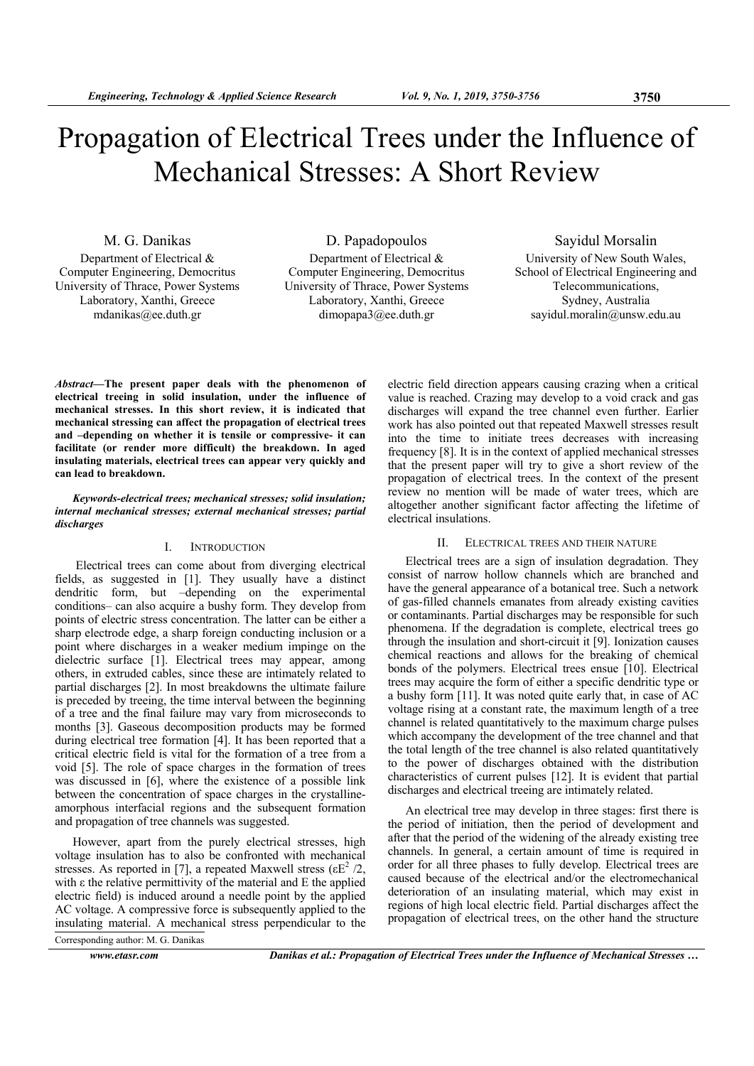# Propagation of Electrical Trees under the Influence of Mechanical Stresses: A Short Review

M. G. Danikas
Department of Electrical & Computer Engineering, Democritus University of Thrace, Power Systems Laboratory, Xanthi, Greece
mdanikas@ee.duth.gr

D. Papadopoulos
Department of Electrical & Computer Engineering, Democritus University of Thrace, Power Systems Laboratory, Xanthi, Greece
dimopapa3@ee.duth.gr

Sayidul Morsalin
University of New South Wales, School of Electrical Engineering and Telecommunications, Sydney, Australia
sayidul.moralin@unsw.edu.au

***Abstract*—The present paper deals with the phenomenon of electrical treeing in solid insulation, under the influence of mechanical stresses. In this short review, it is indicated that mechanical stressing can affect the propagation of electrical trees and –depending on whether it is tensile or compressive- it can facilitate (or render more difficult) the breakdown. In aged insulating materials, electrical trees can appear very quickly and can lead to breakdown.**

***Keywords-electrical trees; mechanical stresses; solid insulation; internal mechanical stresses; external mechanical stresses; partial discharges***

## I. Introduction

Electrical trees can come about from diverging electrical fields, as suggested in [1]. They usually have a distinct dendritic form, but –depending on the experimental conditions– can also acquire a bushy form. They develop from points of electric stress concentration. The latter can be either a sharp electrode edge, a sharp foreign conducting inclusion or a point where discharges in a weaker medium impinge on the dielectric surface [1]. Electrical trees may appear, among others, in extruded cables, since these are intimately related to partial discharges [2]. In most breakdowns the ultimate failure is preceded by treeing, the time interval between the beginning of a tree and the final failure may vary from microseconds to months [3]. Gaseous decomposition products may be formed during electrical tree formation [4]. It has been reported that a critical electric field is vital for the formation of a tree from a void [5]. The role of space charges in the formation of trees was discussed in [6], where the existence of a possible link between the concentration of space charges in the crystalline-amorphous interfacial regions and the subsequent formation and propagation of tree channels was suggested.

However, apart from the purely electrical stresses, high voltage insulation has to also be confronted with mechanical stresses. As reported in [7], a repeated Maxwell stress ($\varepsilon E^2/2$, with $\varepsilon$ the relative permittivity of the material and E the applied electric field) is induced around a needle point by the applied AC voltage. A compressive force is subsequently applied to the insulating material. A mechanical stress perpendicular to the electric field direction appears causing crazing when a critical value is reached. Crazing may develop to a void crack and gas discharges will expand the tree channel even further. Earlier work has also pointed out that repeated Maxwell stresses result into the time to initiate trees decreases with increasing frequency [8]. It is in the context of applied mechanical stresses that the present paper will try to give a short review of the propagation of electrical trees. In the context of the present review no mention will be made of water trees, which are altogether another significant factor affecting the lifetime of electrical insulations.

## II. Electrical Trees and Their Nature

Electrical trees are a sign of insulation degradation. They consist of narrow hollow channels which are branched and have the general appearance of a botanical tree. Such a network of gas-filled channels emanates from already existing cavities or contaminants. Partial discharges may be responsible for such phenomena. If the degradation is complete, electrical trees go through the insulation and short-circuit it [9]. Ionization causes chemical reactions and allows for the breaking of chemical bonds of the polymers. Electrical trees ensue [10]. Electrical trees may acquire the form of either a specific dendritic type or a bushy form [11]. It was noted quite early that, in case of AC voltage rising at a constant rate, the maximum length of a tree channel is related quantitatively to the maximum charge pulses which accompany the development of the tree channel and that the total length of the tree channel is also related quantitatively to the power of discharges obtained with the distribution characteristics of current pulses [12]. It is evident that partial discharges and electrical treeing are intimately related.

An electrical tree may develop in three stages: first there is the period of initiation, then the period of development and after that the period of the widening of the already existing tree channels. In general, a certain amount of time is required in order for all three phases to fully develop. Electrical trees are caused because of the electrical and/or the electromechanical deterioration of an insulating material, which may exist in regions of high local electric field. Partial discharges affect the propagation of electrical trees, on the other hand the structure

Corresponding author: M. G. Danikas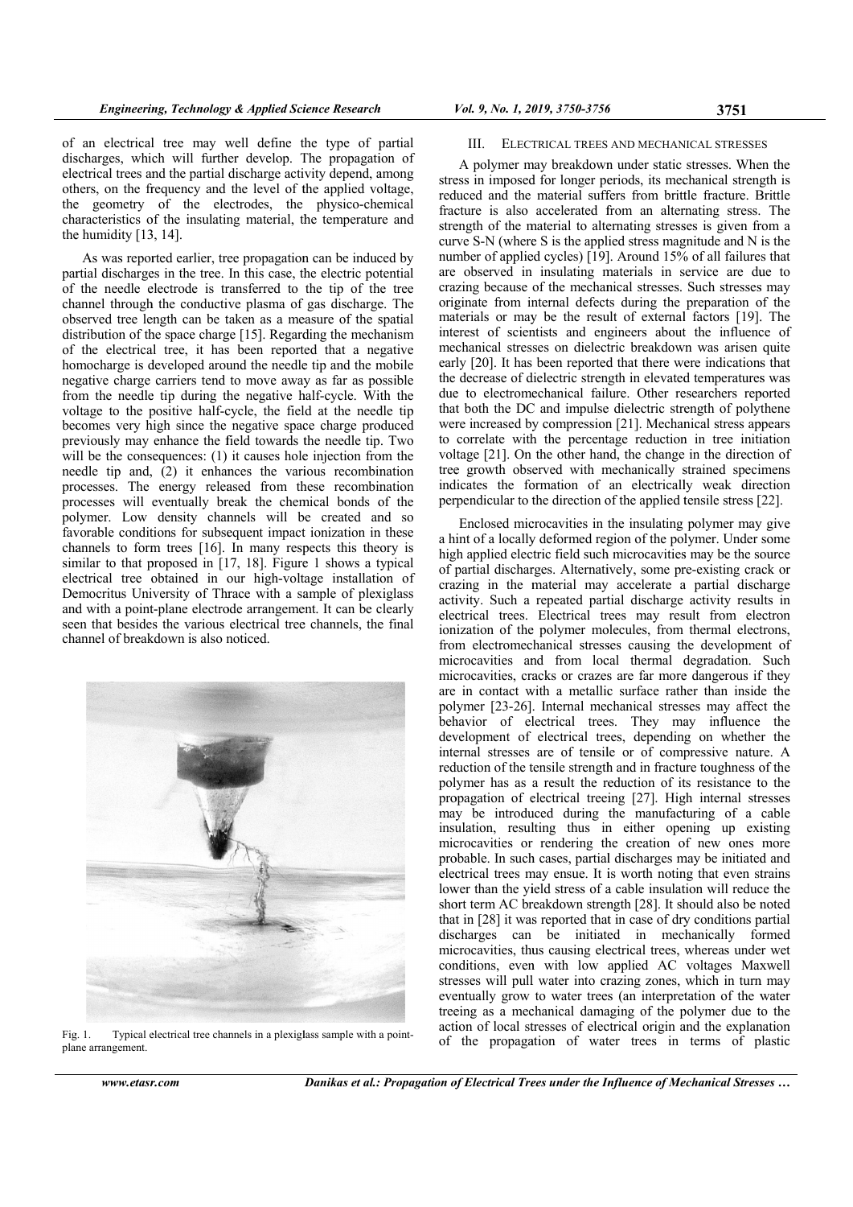of an electrical tree may well define the type of partial discharges, which will further develop. The propagation of electrical trees and the partial discharge activity depend, among others, on the frequency and the level of the applied voltage, the geometry of the electrodes, the physico-chemical characteristics of the insulating material, the temperature and the humidity [13, 14].

As was reported earlier, tree propagation can be induced by partial discharges in the tree. In this case, the electric potential of the needle electrode is transferred to the tip of the tree channel through the conductive plasma of gas discharge. The observed tree length can be taken as a measure of the spatial distribution of the space charge [15]. Regarding the mechanism of the electrical tree, it has been reported that a negative homocharge is developed around the needle tip and the mobile negative charge carriers tend to move away as far as possible from the needle tip during the negative half-cycle. With the voltage to the positive half-cycle, the field at the needle tip becomes very high since the negative space charge produced previously may enhance the field towards the needle tip. Two will be the consequences: (1) it causes hole injection from the needle tip and, (2) it enhances the various recombination processes. The energy released from these recombination processes will eventually break the chemical bonds of the polymer. Low density channels will be created and so favorable conditions for subsequent impact ionization in these channels to form trees [16]. In many respects this theory is similar to that proposed in [17, 18]. Figure 1 shows a typical electrical tree obtained in our high-voltage installation of Democritus University of Thrace with a sample of plexiglass and with a point-plane electrode arrangement. It can be clearly seen that besides the various electrical tree channels, the final channel of breakdown is also noticed.

Fig. 1. Typical electrical tree channels in a plexiglass sample with a point-plane arrangement.

## III. ELECTRICAL TREES AND MECHANICAL STRESSES

A polymer may breakdown under static stresses. When the stress in imposed for longer periods, its mechanical strength is reduced and the material suffers from brittle fracture. Brittle fracture is also accelerated from an alternating stress. The strength of the material to alternating stresses is given from a curve S-N (where S is the applied stress magnitude and N is the number of applied cycles) [19]. Around 15% of all failures that are observed in insulating materials in service are due to crazing because of the mechanical stresses. Such stresses may originate from internal defects during the preparation of the materials or may be the result of external factors [19]. The interest of scientists and engineers about the influence of mechanical stresses on dielectric breakdown was arisen quite early [20]. It has been reported that there were indications that the decrease of dielectric strength in elevated temperatures was due to electromechanical failure. Other researchers reported that both the DC and impulse dielectric strength of polythene were increased by compression [21]. Mechanical stress appears to correlate with the percentage reduction in tree initiation voltage [21]. On the other hand, the change in the direction of tree growth observed with mechanically strained specimens indicates the formation of an electrically weak direction perpendicular to the direction of the applied tensile stress [22].

Enclosed microcavities in the insulating polymer may give a hint of a locally deformed region of the polymer. Under some high applied electric field such microcavities may be the source of partial discharges. Alternatively, some pre-existing crack or crazing in the material may accelerate a partial discharge activity. Such a repeated partial discharge activity results in electrical trees. Electrical trees may result from electron ionization of the polymer molecules, from thermal electrons, from electromechanical stresses causing the development of microcavities and from local thermal degradation. Such microcavities, cracks or crazes are far more dangerous if they are in contact with a metallic surface rather than inside the polymer [23-26]. Internal mechanical stresses may affect the behavior of electrical trees. They may influence the development of electrical trees, depending on whether the internal stresses are of tensile or of compressive nature. A reduction of the tensile strength and in fracture toughness of the polymer has as a result the reduction of its resistance to the propagation of electrical treeing [27]. High internal stresses may be introduced during the manufacturing of a cable insulation, resulting thus in either opening up existing microcavities or rendering the creation of new ones more probable. In such cases, partial discharges may be initiated and electrical trees may ensue. It is worth noting that even strains lower than the yield stress of a cable insulation will reduce the short term AC breakdown strength [28]. It should also be noted that in [28] it was reported that in case of dry conditions partial discharges can be initiated in mechanically formed microcavities, thus causing electrical trees, whereas under wet conditions, even with low applied AC voltages Maxwell stresses will pull water into crazing zones, which in turn may eventually grow to water trees (an interpretation of the water treeing as a mechanical damaging of the polymer due to the action of local stresses of electrical origin and the explanation of the propagation of water trees in terms of plastic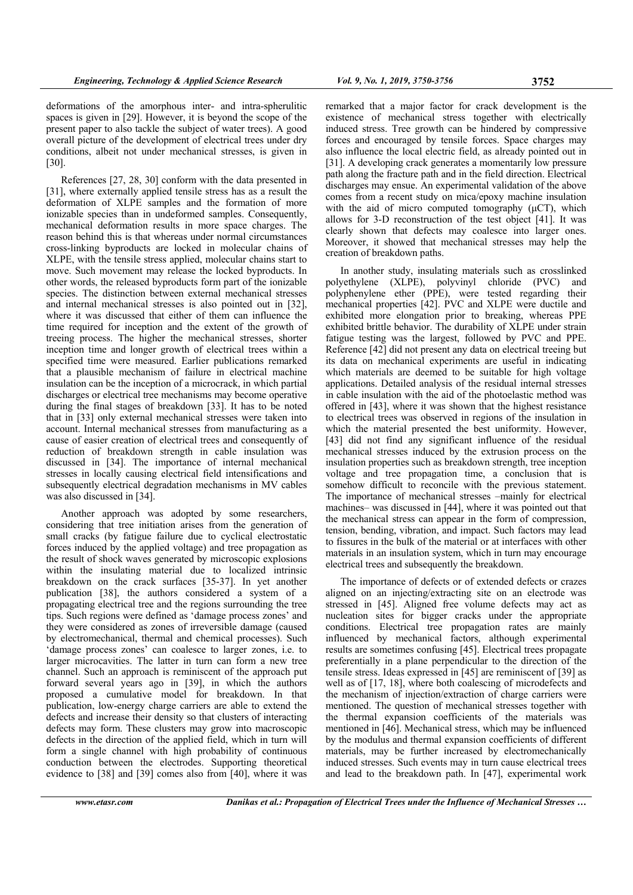deformations of the amorphous inter- and intra-spherulitic spaces is given in [29]. However, it is beyond the scope of the present paper to also tackle the subject of water trees). A good overall picture of the development of electrical trees under dry conditions, albeit not under mechanical stresses, is given in [30].

References [27, 28, 30] conform with the data presented in [31], where externally applied tensile stress has as a result the deformation of XLPE samples and the formation of more ionizable species than in undeformed samples. Consequently, mechanical deformation results in more space charges. The reason behind this is that whereas under normal circumstances cross-linking byproducts are locked in molecular chains of XLPE, with the tensile stress applied, molecular chains start to move. Such movement may release the locked byproducts. In other words, the released byproducts form part of the ionizable species. The distinction between external mechanical stresses and internal mechanical stresses is also pointed out in [32], where it was discussed that either of them can influence the time required for inception and the extent of the growth of treeing process. The higher the mechanical stresses, shorter inception time and longer growth of electrical trees within a specified time were measured. Earlier publications remarked that a plausible mechanism of failure in electrical machine insulation can be the inception of a microcrack, in which partial discharges or electrical tree mechanisms may become operative during the final stages of breakdown [33]. It has to be noted that in [33] only external mechanical stresses were taken into account. Internal mechanical stresses from manufacturing as a cause of easier creation of electrical trees and consequently of reduction of breakdown strength in cable insulation was discussed in [34]. The importance of internal mechanical stresses in locally causing electrical field intensifications and subsequently electrical degradation mechanisms in MV cables was also discussed in [34].

Another approach was adopted by some researchers, considering that tree initiation arises from the generation of small cracks (by fatigue failure due to cyclical electrostatic forces induced by the applied voltage) and tree propagation as the result of shock waves generated by microscopic explosions within the insulating material due to localized intrinsic breakdown on the crack surfaces [35-37]. In yet another publication [38], the authors considered a system of a propagating electrical tree and the regions surrounding the tree tips. Such regions were defined as 'damage process zones' and they were considered as zones of irreversible damage (caused by electromechanical, thermal and chemical processes). Such 'damage process zones' can coalesce to larger zones, i.e. to larger microcavities. The latter in turn can form a new tree channel. Such an approach is reminiscent of the approach put forward several years ago in [39], in which the authors proposed a cumulative model for breakdown. In that publication, low-energy charge carriers are able to extend the defects and increase their density so that clusters of interacting defects may form. These clusters may grow into macroscopic defects in the direction of the applied field, which in turn will form a single channel with high probability of continuous conduction between the electrodes. Supporting theoretical evidence to [38] and [39] comes also from [40], where it was remarked that a major factor for crack development is the existence of mechanical stress together with electrically induced stress. Tree growth can be hindered by compressive forces and encouraged by tensile forces. Space charges may also influence the local electric field, as already pointed out in [31]. A developing crack generates a momentarily low pressure path along the fracture path and in the field direction. Electrical discharges may ensue. An experimental validation of the above comes from a recent study on mica/epoxy machine insulation with the aid of micro computed tomography (μCT), which allows for 3-D reconstruction of the test object [41]. It was clearly shown that defects may coalesce into larger ones. Moreover, it showed that mechanical stresses may help the creation of breakdown paths.

In another study, insulating materials such as crosslinked polyethylene (XLPE), polyvinyl chloride (PVC) and polyphenylene ether (PPE), were tested regarding their mechanical properties [42]. PVC and XLPE were ductile and exhibited more elongation prior to breaking, whereas PPE exhibited brittle behavior. The durability of XLPE under strain fatigue testing was the largest, followed by PVC and PPE. Reference [42] did not present any data on electrical treeing but its data on mechanical experiments are useful in indicating which materials are deemed to be suitable for high voltage applications. Detailed analysis of the residual internal stresses in cable insulation with the aid of the photoelastic method was offered in [43], where it was shown that the highest resistance to electrical trees was observed in regions of the insulation in which the material presented the best uniformity. However, [43] did not find any significant influence of the residual mechanical stresses induced by the extrusion process on the insulation properties such as breakdown strength, tree inception voltage and tree propagation time, a conclusion that is somehow difficult to reconcile with the previous statement. The importance of mechanical stresses –mainly for electrical machines– was discussed in [44], where it was pointed out that the mechanical stress can appear in the form of compression, tension, bending, vibration, and impact. Such factors may lead to fissures in the bulk of the material or at interfaces with other materials in an insulation system, which in turn may encourage electrical trees and subsequently the breakdown.

The importance of defects or of extended defects or crazes aligned on an injecting/extracting site on an electrode was stressed in [45]. Aligned free volume defects may act as nucleation sites for bigger cracks under the appropriate conditions. Electrical tree propagation rates are mainly influenced by mechanical factors, although experimental results are sometimes confusing [45]. Electrical trees propagate preferentially in a plane perpendicular to the direction of the tensile stress. Ideas expressed in [45] are reminiscent of [39] as well as of [17, 18], where both coalescing of microdefects and the mechanism of injection/extraction of charge carriers were mentioned. The question of mechanical stresses together with the thermal expansion coefficients of the materials was mentioned in [46]. Mechanical stress, which may be influenced by the modulus and thermal expansion coefficients of different materials, may be further increased by electromechanically induced stresses. Such events may in turn cause electrical trees and lead to the breakdown path. In [47], experimental work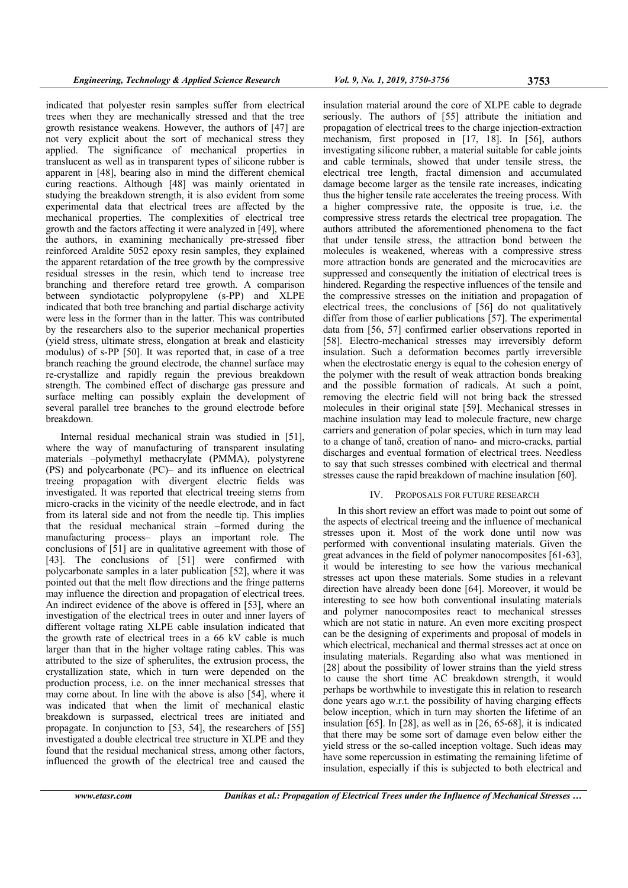indicated that polyester resin samples suffer from electrical trees when they are mechanically stressed and that the tree growth resistance weakens. However, the authors of [47] are not very explicit about the sort of mechanical stress they applied. The significance of mechanical properties in translucent as well as in transparent types of silicone rubber is apparent in [48], bearing also in mind the different chemical curing reactions. Although [48] was mainly orientated in studying the breakdown strength, it is also evident from some experimental data that electrical trees are affected by the mechanical properties. The complexities of electrical tree growth and the factors affecting it were analyzed in [49], where the authors, in examining mechanically pre-stressed fiber reinforced Araldite 5052 epoxy resin samples, they explained the apparent retardation of the tree growth by the compressive residual stresses in the resin, which tend to increase tree branching and therefore retard tree growth. A comparison between syndiotactic polypropylene (s-PP) and XLPE indicated that both tree branching and partial discharge activity were less in the former than in the latter. This was contributed by the researchers also to the superior mechanical properties (yield stress, ultimate stress, elongation at break and elasticity modulus) of s-PP [50]. It was reported that, in case of a tree branch reaching the ground electrode, the channel surface may re-crystallize and rapidly regain the previous breakdown strength. The combined effect of discharge gas pressure and surface melting can possibly explain the development of several parallel tree branches to the ground electrode before breakdown.

Internal residual mechanical strain was studied in [51], where the way of manufacturing of transparent insulating materials –polymethyl methacrylate (PMMA), polystyrene (PS) and polycarbonate (PC)– and its influence on electrical treeing propagation with divergent electric fields was investigated. It was reported that electrical treeing stems from micro-cracks in the vicinity of the needle electrode, and in fact from its lateral side and not from the needle tip. This implies that the residual mechanical strain –formed during the manufacturing process– plays an important role. The conclusions of [51] are in qualitative agreement with those of [43]. The conclusions of [51] were confirmed with polycarbonate samples in a later publication [52], where it was pointed out that the melt flow directions and the fringe patterns may influence the direction and propagation of electrical trees. An indirect evidence of the above is offered in [53], where an investigation of the electrical trees in outer and inner layers of different voltage rating XLPE cable insulation indicated that the growth rate of electrical trees in a 66 kV cable is much larger than that in the higher voltage rating cables. This was attributed to the size of spherulites, the extrusion process, the crystallization state, which in turn were depended on the production process, i.e. on the inner mechanical stresses that may come about. In line with the above is also [54], where it was indicated that when the limit of mechanical elastic breakdown is surpassed, electrical trees are initiated and propagate. In conjunction to [53, 54], the researchers of [55] investigated a double electrical tree structure in XLPE and they found that the residual mechanical stress, among other factors, influenced the growth of the electrical tree and caused the insulation material around the core of XLPE cable to degrade seriously. The authors of [55] attribute the initiation and propagation of electrical trees to the charge injection-extraction mechanism, first proposed in [17, 18]. In [56], authors investigating silicone rubber, a material suitable for cable joints and cable terminals, showed that under tensile stress, the electrical tree length, fractal dimension and accumulated damage become larger as the tensile rate increases, indicating thus the higher tensile rate accelerates the treeing process. With a higher compressive rate, the opposite is true, i.e. the compressive stress retards the electrical tree propagation. The authors attributed the aforementioned phenomena to the fact that under tensile stress, the attraction bond between the molecules is weakened, whereas with a compressive stress more attraction bonds are generated and the microcavities are suppressed and consequently the initiation of electrical trees is hindered. Regarding the respective influences of the tensile and the compressive stresses on the initiation and propagation of electrical trees, the conclusions of [56] do not qualitatively differ from those of earlier publications [57]. The experimental data from [56, 57] confirmed earlier observations reported in [58]. Electro-mechanical stresses may irreversibly deform insulation. Such a deformation becomes partly irreversible when the electrostatic energy is equal to the cohesion energy of the polymer with the result of weak attraction bonds breaking and the possible formation of radicals. At such a point, removing the electric field will not bring back the stressed molecules in their original state [59]. Mechanical stresses in machine insulation may lead to molecule fracture, new charge carriers and generation of polar species, which in turn may lead to a change of tanδ, creation of nano- and micro-cracks, partial discharges and eventual formation of electrical trees. Needless to say that such stresses combined with electrical and thermal stresses cause the rapid breakdown of machine insulation [60].

## IV. PROPOSALS FOR FUTURE RESEARCH

In this short review an effort was made to point out some of the aspects of electrical treeing and the influence of mechanical stresses upon it. Most of the work done until now was performed with conventional insulating materials. Given the great advances in the field of polymer nanocomposites [61-63], it would be interesting to see how the various mechanical stresses act upon these materials. Some studies in a relevant direction have already been done [64]. Moreover, it would be interesting to see how both conventional insulating materials and polymer nanocomposites react to mechanical stresses which are not static in nature. An even more exciting prospect can be the designing of experiments and proposal of models in which electrical, mechanical and thermal stresses act at once on insulating materials. Regarding also what was mentioned in [28] about the possibility of lower strains than the yield stress to cause the short time AC breakdown strength, it would perhaps be worthwhile to investigate this in relation to research done years ago w.r.t. the possibility of having charging effects below inception, which in turn may shorten the lifetime of an insulation [65]. In [28], as well as in [26, 65-68], it is indicated that there may be some sort of damage even below either the yield stress or the so-called inception voltage. Such ideas may have some repercussion in estimating the remaining lifetime of insulation, especially if this is subjected to both electrical and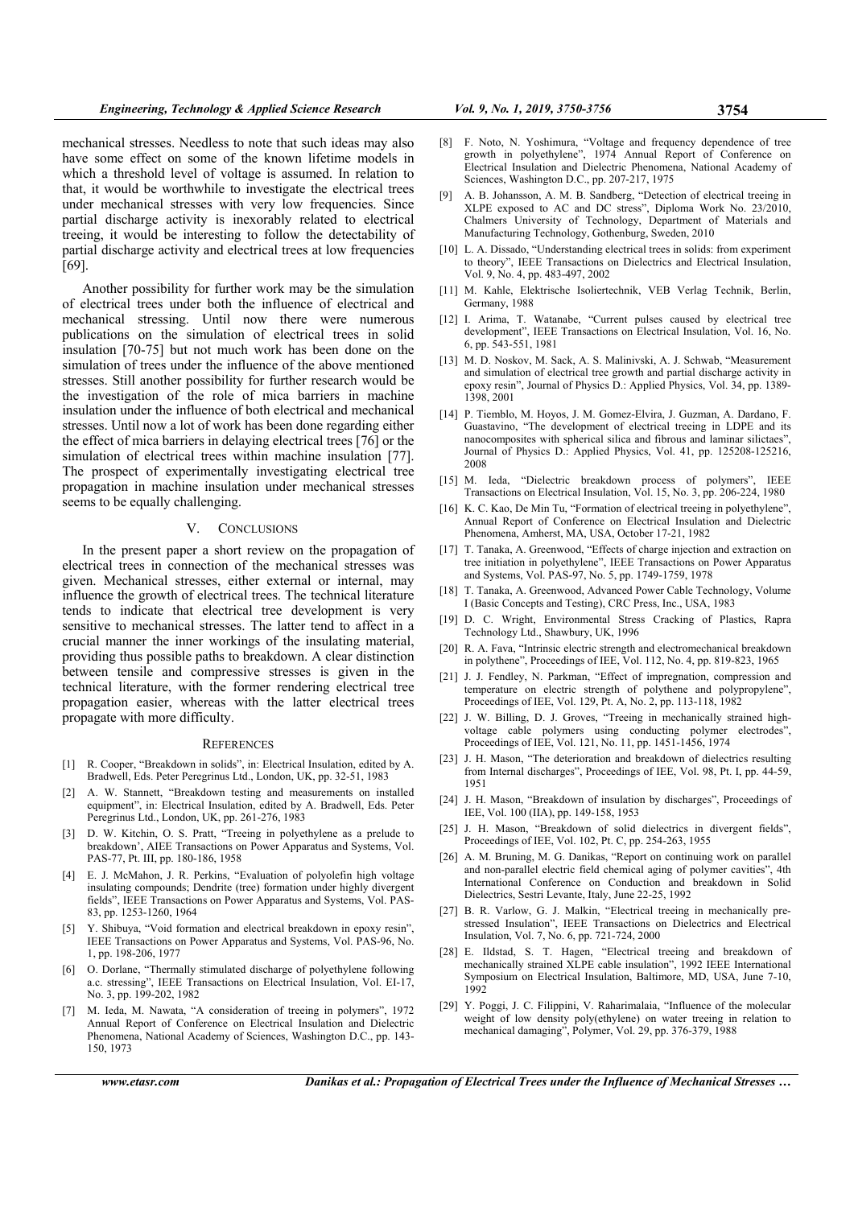mechanical stresses. Needless to note that such ideas may also have some effect on some of the known lifetime models in which a threshold level of voltage is assumed. In relation to that, it would be worthwhile to investigate the electrical trees under mechanical stresses with very low frequencies. Since partial discharge activity is inexorably related to electrical treeing, it would be interesting to follow the detectability of partial discharge activity and electrical trees at low frequencies [69].

Another possibility for further work may be the simulation of electrical trees under both the influence of electrical and mechanical stressing. Until now there were numerous publications on the simulation of electrical trees in solid insulation [70-75] but not much work has been done on the simulation of trees under the influence of the above mentioned stresses. Still another possibility for further research would be the investigation of the role of mica barriers in machine insulation under the influence of both electrical and mechanical stresses. Until now a lot of work has been done regarding either the effect of mica barriers in delaying electrical trees [76] or the simulation of electrical trees within machine insulation [77]. The prospect of experimentally investigating electrical tree propagation in machine insulation under mechanical stresses seems to be equally challenging.

## V. CONCLUSIONS

In the present paper a short review on the propagation of electrical trees in connection of the mechanical stresses was given. Mechanical stresses, either external or internal, may influence the growth of electrical trees. The technical literature tends to indicate that electrical tree development is very sensitive to mechanical stresses. The latter tend to affect in a crucial manner the inner workings of the insulating material, providing thus possible paths to breakdown. A clear distinction between tensile and compressive stresses is given in the technical literature, with the former rendering electrical tree propagation easier, whereas with the latter electrical trees propagate with more difficulty.

## REFERENCES

[1] R. Cooper, "Breakdown in solids", in: Electrical Insulation, edited by A. Bradwell, Eds. Peter Peregrinus Ltd., London, UK, pp. 32-51, 1983

[2] A. W. Stannett, "Breakdown testing and measurements on installed equipment", in: Electrical Insulation, edited by A. Bradwell, Eds. Peter Peregrinus Ltd., London, UK, pp. 261-276, 1983

[3] D. W. Kitchin, O. S. Pratt, "Treeing in polyethylene as a prelude to breakdown', AIEE Transactions on Power Apparatus and Systems, Vol. PAS-77, Pt. III, pp. 180-186, 1958

[4] E. J. McMahon, J. R. Perkins, "Evaluation of polyolefin high voltage insulating compounds; Dendrite (tree) formation under highly divergent fields", IEEE Transactions on Power Apparatus and Systems, Vol. PAS-83, pp. 1253-1260, 1964

[5] Y. Shibuya, "Void formation and electrical breakdown in epoxy resin", IEEE Transactions on Power Apparatus and Systems, Vol. PAS-96, No. 1, pp. 198-206, 1977

[6] O. Dorlane, "Thermally stimulated discharge of polyethylene following a.c. stressing", IEEE Transactions on Electrical Insulation, Vol. EI-17, No. 3, pp. 199-202, 1982

[7] M. Ieda, M. Nawata, "A consideration of treeing in polymers", 1972 Annual Report of Conference on Electrical Insulation and Dielectric Phenomena, National Academy of Sciences, Washington D.C., pp. 143-150, 1973

[8] F. Noto, N. Yoshimura, "Voltage and frequency dependence of tree growth in polyethylene", 1974 Annual Report of Conference on Electrical Insulation and Dielectric Phenomena, National Academy of Sciences, Washington D.C., pp. 207-217, 1975

[9] A. B. Johansson, A. M. B. Sandberg, "Detection of electrical treeing in XLPE exposed to AC and DC stress", Diploma Work No. 23/2010, Chalmers University of Technology, Department of Materials and Manufacturing Technology, Gothenburg, Sweden, 2010

[10] L. A. Dissado, "Understanding electrical trees in solids: from experiment to theory", IEEE Transactions on Dielectrics and Electrical Insulation, Vol. 9, No. 4, pp. 483-497, 2002

[11] M. Kahle, Elektrische Isoliertechnik, VEB Verlag Technik, Berlin, Germany, 1988

[12] I. Arima, T. Watanabe, "Current pulses caused by electrical tree development", IEEE Transactions on Electrical Insulation, Vol. 16, No. 6, pp. 543-551, 1981

[13] M. D. Noskov, M. Sack, A. S. Malinivski, A. J. Schwab, "Measurement and simulation of electrical tree growth and partial discharge activity in epoxy resin", Journal of Physics D.: Applied Physics, Vol. 34, pp. 1389-1398, 2001

[14] P. Tiemblo, M. Hoyos, J. M. Gomez-Elvira, J. Guzman, A. Dardano, F. Guastavino, "The development of electrical treeing in LDPE and its nanocomposites with spherical silica and fibrous and laminar silictaes", Journal of Physics D.: Applied Physics, Vol. 41, pp. 125208-125216, 2008

[15] M. Ieda, "Dielectric breakdown process of polymers", IEEE Transactions on Electrical Insulation, Vol. 15, No. 3, pp. 206-224, 1980

[16] K. C. Kao, De Min Tu, "Formation of electrical treeing in polyethylene", Annual Report of Conference on Electrical Insulation and Dielectric Phenomena, Amherst, MA, USA, October 17-21, 1982

[17] T. Tanaka, A. Greenwood, "Effects of charge injection and extraction on tree initiation in polyethylene", IEEE Transactions on Power Apparatus and Systems, Vol. PAS-97, No. 5, pp. 1749-1759, 1978

[18] T. Tanaka, A. Greenwood, Advanced Power Cable Technology, Volume I (Basic Concepts and Testing), CRC Press, Inc., USA, 1983

[19] D. C. Wright, Environmental Stress Cracking of Plastics, Rapra Technology Ltd., Shawbury, UK, 1996

[20] R. A. Fava, "Intrinsic electric strength and electromechanical breakdown in polyethylene", Proceedings of IEE, Vol. 112, No. 4, pp. 819-823, 1965

[21] J. J. Fendley, N. Parkman, "Effect of impregnation, compression and temperature on electric strength of polythene and polypropylene", Proceedings of IEE, Vol. 129, Pt. A, No. 2, pp. 113-118, 1982

[22] J. W. Billing, D. J. Groves, "Treeing in mechanically strained high-voltage cable polymers using conducting polymer electrodes", Proceedings of IEE, Vol. 121, No. 11, pp. 1451-1456, 1974

[23] J. H. Mason, "The deterioration and breakdown of dielectrics resulting from Internal discharges", Proceedings of IEE, Vol. 98, Pt. I, pp. 44-59, 1951

[24] J. H. Mason, "Breakdown of insulation by discharges", Proceedings of IEE, Vol. 100 (IIA), pp. 149-158, 1953

[25] J. H. Mason, "Breakdown of solid dielectrics in divergent fields", Proceedings of IEE, Vol. 102, Pt. C, pp. 254-263, 1955

[26] A. M. Bruning, M. G. Danikas, "Report on continuing work on parallel and non-parallel electric field chemical aging of polymer cavities", 4th International Conference on Conduction and breakdown in Solid Dielectrics, Sestri Levante, Italy, June 22-25, 1992

[27] B. R. Varlow, G. J. Malkin, "Electrical treeing in mechanically pre-stressed Insulation", IEEE Transactions on Dielectrics and Electrical Insulation, Vol. 7, No. 6, pp. 721-724, 2000

[28] E. Ildstad, S. T. Hagen, "Electrical treeing and breakdown of mechanically strained XLPE cable insulation", 1992 IEEE International Symposium on Electrical Insulation, Baltimore, MD, USA, June 7-10, 1992

[29] Y. Poggi, J. C. Filippini, V. Raharimalaia, "Influence of the molecular weight of low density poly(ethylene) on water treeing in relation to mechanical damaging", Polymer, Vol. 29, pp. 376-379, 1988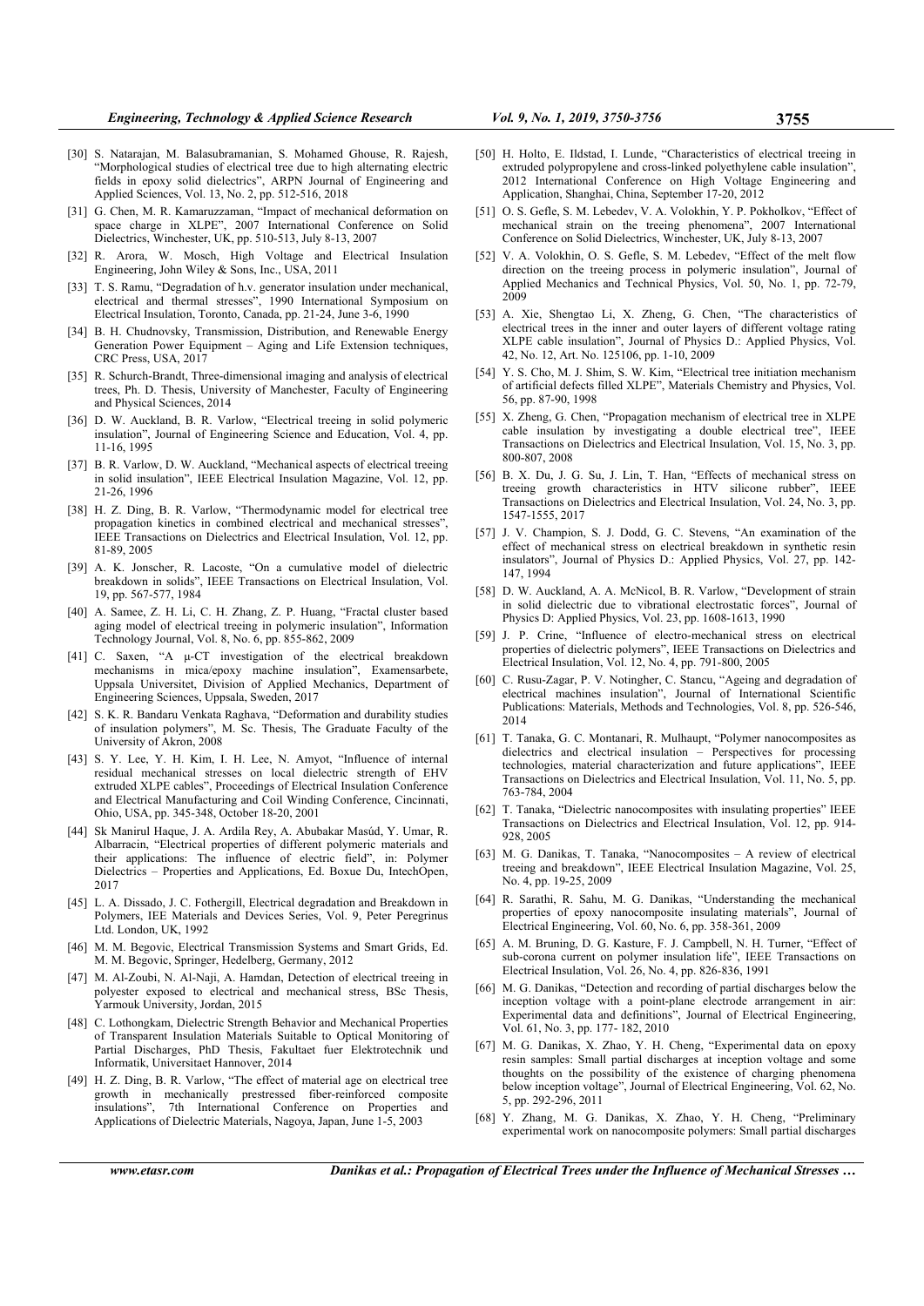[30] S. Natarajan, M. Balasubramanian, S. Mohamed Ghouse, R. Rajesh, "Morphological studies of electrical tree due to high alternating electric fields in epoxy solid dielectrics", ARPN Journal of Engineering and Applied Sciences, Vol. 13, No. 2, pp. 512-516, 2018

[31] G. Chen, M. R. Kamaruzzaman, "Impact of mechanical deformation on space charge in XLPE", 2007 International Conference on Solid Dielectrics, Winchester, UK, pp. 510-513, July 8-13, 2007

[32] R. Arora, W. Mosch, High Voltage and Electrical Insulation Engineering, John Wiley & Sons, Inc., USA, 2011

[33] T. S. Ramu, "Degradation of h.v. generator insulation under mechanical, electrical and thermal stresses", 1990 International Symposium on Electrical Insulation, Toronto, Canada, pp. 21-24, June 3-6, 1990

[34] B. H. Chudnovsky, Transmission, Distribution, and Renewable Energy Generation Power Equipment – Aging and Life Extension techniques, CRC Press, USA, 2017

[35] R. Schurch-Brandt, Three-dimensional imaging and analysis of electrical trees, Ph. D. Thesis, University of Manchester, Faculty of Engineering and Physical Sciences, 2014

[36] D. W. Auckland, B. R. Varlow, "Electrical treeing in solid polymeric insulation", Journal of Engineering Science and Education, Vol. 4, pp. 11-16, 1995

[37] B. R. Varlow, D. W. Auckland, "Mechanical aspects of electrical treeing in solid insulation", IEEE Electrical Insulation Magazine, Vol. 12, pp. 21-26, 1996

[38] H. Z. Ding, B. R. Varlow, "Thermodynamic model for electrical tree propagation kinetics in combined electrical and mechanical stresses", IEEE Transactions on Dielectrics and Electrical Insulation, Vol. 12, pp. 81-89, 2005

[39] A. K. Jonscher, R. Lacoste, "On a cumulative model of dielectric breakdown in solids", IEEE Transactions on Electrical Insulation, Vol. 19, pp. 567-577, 1984

[40] A. Samee, Z. H. Li, C. H. Zhang, Z. P. Huang, "Fractal cluster based aging model of electrical treeing in polymeric insulation", Information Technology Journal, Vol. 8, No. 6, pp. 855-862, 2009

[41] C. Saxen, "A μ-CT investigation of the electrical breakdown mechanisms in mica/epoxy machine insulation", Examensarbete, Uppsala Universitet, Division of Applied Mechanics, Department of Engineering Sciences, Uppsala, Sweden, 2017

[42] S. K. R. Bandaru Venkata Raghava, "Deformation and durability studies of insulation polymers", M. Sc. Thesis, The Graduate Faculty of the University of Akron, 2008

[43] S. Y. Lee, Y. H. Kim, I. H. Lee, N. Amyot, "Influence of internal residual mechanical stresses on local dielectric strength of EHV extruded XLPE cables", Proceedings of Electrical Insulation Conference and Electrical Manufacturing and Coil Winding Conference, Cincinnati, Ohio, USA, pp. 345-348, October 18-20, 2001

[44] Sk Manirul Haque, J. A. Ardila Rey, A. Abubakar Masúd, Y. Umar, R. Albarracin, "Electrical properties of different polymeric materials and their applications: The influence of electric field", in: Polymer Dielectrics – Properties and Applications, Ed. Boxue Du, IntechOpen, 2017

[45] L. A. Dissado, J. C. Fothergill, Electrical degradation and Breakdown in Polymers, IEE Materials and Devices Series, Vol. 9, Peter Peregrinus Ltd. London, UK, 1992

[46] M. M. Begovic, Electrical Transmission Systems and Smart Grids, Ed. M. M. Begovic, Springer, Hedelberg, Germany, 2012

[47] M. Al-Zoubi, N. Al-Naji, A. Hamdan, Detection of electrical treeing in polyester exposed to electrical and mechanical stress, BSc Thesis, Yarmouk University, Jordan, 2015

[48] C. Lothongkam, Dielectric Strength Behavior and Mechanical Properties of Transparent Insulation Materials Suitable to Optical Monitoring of Partial Discharges, PhD Thesis, Fakultaet fuer Elektrotechnik und Informatik, Universitaet Hannover, 2014

[49] H. Z. Ding, B. R. Varlow, "The effect of material age on electrical tree growth in mechanically prestressed fiber-reinforced composite insulations", 7th International Conference on Properties and Applications of Dielectric Materials, Nagoya, Japan, June 1-5, 2003

[50] H. Holto, E. Ildstad, I. Lunde, "Characteristics of electrical treeing in extruded polypropylene and cross-linked polyethylene cable insulation", 2012 International Conference on High Voltage Engineering and Application, Shanghai, China, September 17-20, 2012

[51] O. S. Gefle, S. M. Lebedev, V. A. Volokhin, Y. P. Pokholkov, "Effect of mechanical strain on the treeing phenomena", 2007 International Conference on Solid Dielectrics, Winchester, UK, July 8-13, 2007

[52] V. A. Volokhin, O. S. Gefle, S. M. Lebedev, "Effect of the melt flow direction on the treeing process in polymeric insulation", Journal of Applied Mechanics and Technical Physics, Vol. 50, No. 1, pp. 72-79, 2009

[53] A. Xie, Shengtao Li, X. Zheng, G. Chen, "The characteristics of electrical trees in the inner and outer layers of different voltage rating XLPE cable insulation", Journal of Physics D.: Applied Physics, Vol. 42, No. 12, Art. No. 125106, pp. 1-10, 2009

[54] Y. S. Cho, M. J. Shim, S. W. Kim, "Electrical tree initiation mechanism of artificial defects filled XLPE", Materials Chemistry and Physics, Vol. 56, pp. 87-90, 1998

[55] X. Zheng, G. Chen, "Propagation mechanism of electrical tree in XLPE cable insulation by investigating a double electrical tree", IEEE Transactions on Dielectrics and Electrical Insulation, Vol. 15, No. 3, pp. 800-807, 2008

[56] B. X. Du, J. G. Su, J. Lin, T. Han, "Effects of mechanical stress on treeing growth characteristics in HTV silicone rubber", IEEE Transactions on Dielectrics and Electrical Insulation, Vol. 24, No. 3, pp. 1547-1555, 2017

[57] J. V. Champion, S. J. Dodd, G. C. Stevens, "An examination of the effect of mechanical stress on electrical breakdown in synthetic resin insulators", Journal of Physics D: Applied Physics, Vol. 27, pp. 142-147, 1994

[58] D. W. Auckland, A. A. McNicol, B. R. Varlow, "Development of strain in solid dielectric due to vibrational electrostatic forces", Journal of Physics D: Applied Physics, Vol. 23, pp. 1608-1613, 1990

[59] J. P. Crine, "Influence of electro-mechanical stress on electrical properties of dielectric polymers", IEEE Transactions on Dielectrics and Electrical Insulation, Vol. 12, No. 4, pp. 791-800, 2005

[60] C. Rusu-Zagar, P. V. Notingher, C. Stancu, "Ageing and degradation of electrical machines insulation", Journal of International Scientific Publications: Materials, Methods and Technologies, Vol. 8, pp. 526-546, 2014

[61] T. Tanaka, G. C. Montanari, R. Mulhaupt, "Polymer nanocomposites as dielectrics and electrical insulation – Perspectives for processing technologies, material characterization and future applications", IEEE Transactions on Dielectrics and Electrical Insulation, Vol. 11, No. 5, pp. 763-784, 2004

[62] T. Tanaka, "Dielectric nanocomposites with insulating properties" IEEE Transactions on Dielectrics and Electrical Insulation, Vol. 12, pp. 914-928, 2005

[63] M. G. Danikas, T. Tanaka, "Nanocomposites – A review of electrical treeing and breakdown", IEEE Electrical Insulation Magazine, Vol. 25, No. 4, pp. 19-25, 2009

[64] R. Sarathi, R. Sahu, M. G. Danikas, "Understanding the mechanical properties of epoxy nanocomposite insulating materials", Journal of Electrical Engineering, Vol. 60, No. 6, pp. 358-361, 2009

[65] A. M. Bruning, D. G. Kasture, F. J. Campbell, N. H. Turner, "Effect of sub-corona current on polymer insulation life", IEEE Transactions on Electrical Insulation, Vol. 26, No. 4, pp. 826-836, 1991

[66] M. G. Danikas, "Detection and recording of partial discharges below the inception voltage with a point-plane electrode arrangement in air: Experimental data and definitions", Journal of Electrical Engineering, Vol. 61, No. 3, pp. 177- 182, 2010

[67] M. G. Danikas, X. Zhao, Y. H. Cheng, "Experimental data on epoxy resin samples: Small partial discharges at inception voltage and some thoughts on the possibility of the existence of charging phenomena below inception voltage", Journal of Electrical Engineering, Vol. 62, No. 5, pp. 292-296, 2011

[68] Y. Zhang, M. G. Danikas, X. Zhao, Y. H. Cheng, "Preliminary experimental work on nanocomposite polymers: Small partial discharges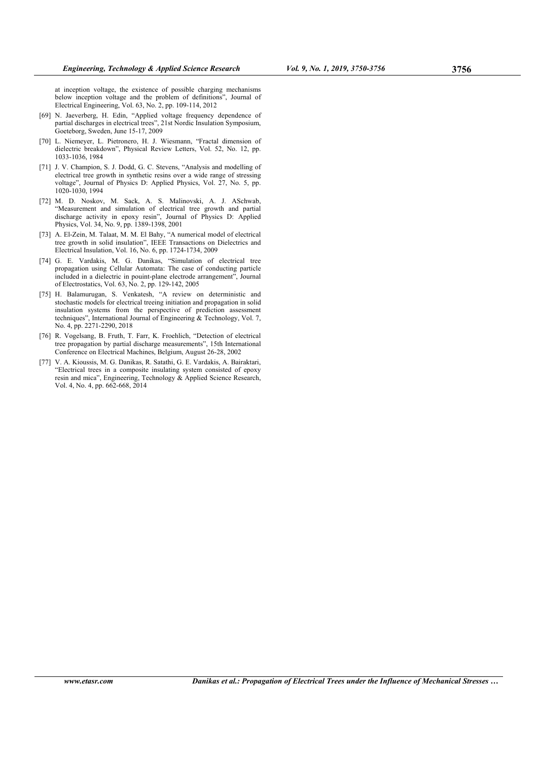at inception voltage, the existence of possible charging mechanisms below inception voltage and the problem of definitions", Journal of Electrical Engineering, Vol. 63, No. 2, pp. 109-114, 2012

[69] N. Jaeverberg, H. Edin, "Applied voltage frequency dependence of partial discharges in electrical trees", 21st Nordic Insulation Symposium, Goeteborg, Sweden, June 15-17, 2009

[70] L. Niemeyer, L. Pietronero, H. J. Wiesmann, "Fractal dimension of dielectric breakdown", Physical Review Letters, Vol. 52, No. 12, pp. 1033-1036, 1984

[71] J. V. Champion, S. J. Dodd, G. C. Stevens, "Analysis and modelling of electrical tree growth in synthetic resins over a wide range of stressing voltage", Journal of Physics D: Applied Physics, Vol. 27, No. 5, pp. 1020-1030, 1994

[72] M. D. Noskov, M. Sack, A. S. Malinovski, A. J. ASchwab, "Measurement and simulation of electrical tree growth and partial discharge activity in epoxy resin", Journal of Physics D: Applied Physics, Vol. 34, No. 9, pp. 1389-1398, 2001

[73] A. El-Zein, M. Talaat, M. M. El Bahy, "A numerical model of electrical tree growth in solid insulation", IEEE Transactions on Dielectrics and Electrical Insulation, Vol. 16, No. 6, pp. 1724-1734, 2009

[74] G. E. Vardakis, M. G. Danikas, "Simulation of electrical tree propagation using Cellular Automata: The case of conducting particle included in a dielectric in pouint-plane electrode arrangement", Journal of Electrostatics, Vol. 63, No. 2, pp. 129-142, 2005

[75] H. Balamurugan, S. Venkatesh, "A review on deterministic and stochastic models for electrical treeing initiation and propagation in solid insulation systems from the perspective of prediction assessment techniques", International Journal of Engineering & Technology, Vol. 7, No. 4, pp. 2271-2290, 2018

[76] R. Vogelsang, B. Fruth, T. Farr, K. Froehlich, "Detection of electrical tree propagation by partial discharge measurements", 15th International Conference on Electrical Machines, Belgium, August 26-28, 2002

[77] V. A. Kioussis, M. G. Danikas, R. Satathi, G. E. Vardakis, A. Bairaktari, "Electrical trees in a composite insulating system consisted of epoxy resin and mica", Engineering, Technology & Applied Science Research, Vol. 4, No. 4, pp. 662-668, 2014